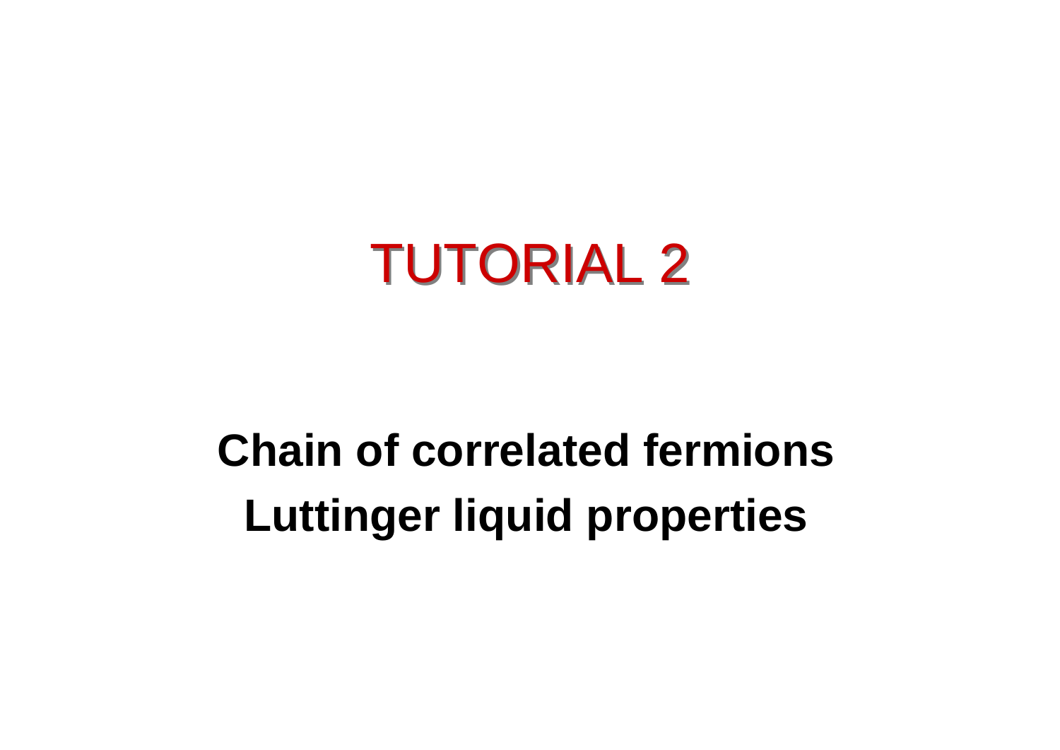# TUTORIAL 2

**Chain of correlated fermions**

**Luttinger liquid properties**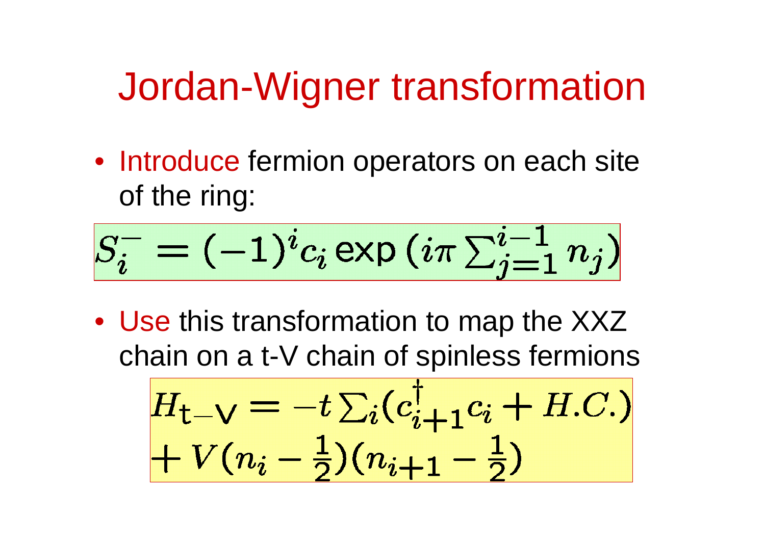# Jordan-Wigner transformation

- Introduce fermion operators on each site of the ring:

$$S_i^- = (-1)^i c_i \exp\left(i\pi \sum_{j=1}^{i-1} n_j\right)$$

- Use this transformation to map the XXZ chain on a t-V chain of spinless fermions

$$H_{\mathrm{t-V}} = -t \sum_i (c_{i+1}^\dagger c_i + H.C.) + V(n_i - \tfrac{1}{2})(n_{i+1} - \tfrac{1}{2})$$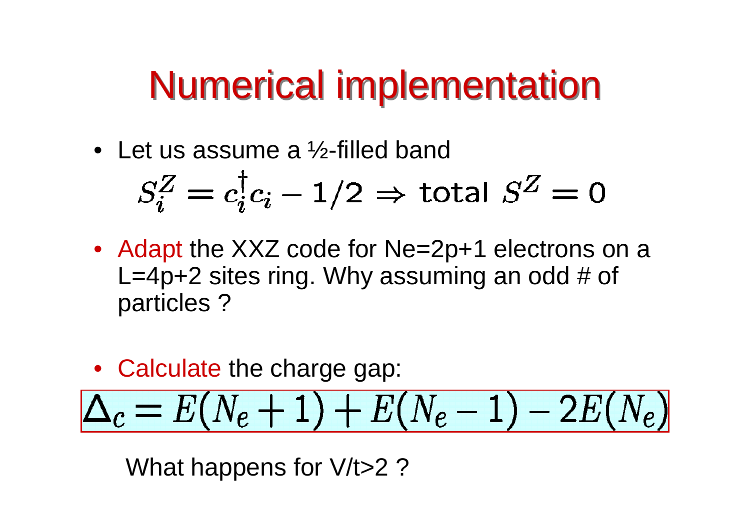# Numerical implementation

- Let us assume a ½-filled band

$$S_i^Z = c_i^\dagger c_i - 1/2 \Rightarrow \text{total } S^Z = 0$$

- Adapt the XXZ code for Ne=2p+1 electrons on a L=4p+2 sites ring. Why assuming an odd # of particles ?

- Calculate the charge gap:

$$\Delta_c = E(N_e + 1) + E(N_e - 1) - 2E(N_e)$$

What happens for V/t>2 ?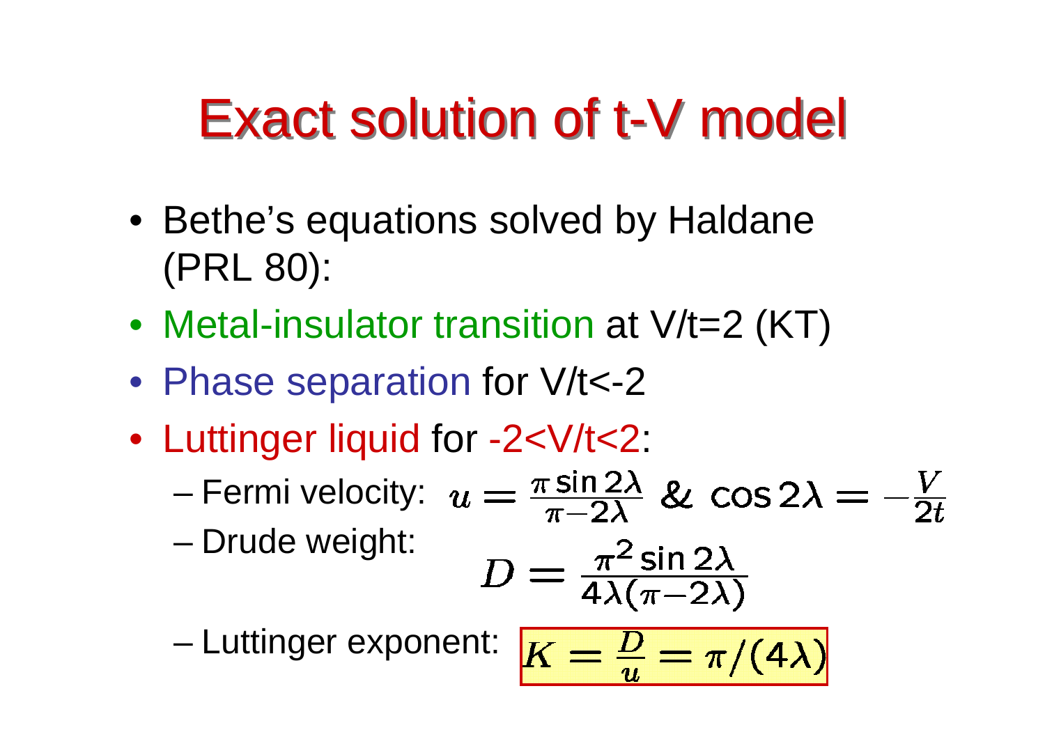# Exact solution of t-V model

- Bethe's equations solved by Haldane (PRL 80):
- Metal-insulator transition at V/t=2 (KT)
- Phase separation for V/t<-2
- Luttinger liquid for -2<V/t<2:
  - Fermi velocity: $u = \frac{\pi \sin 2\lambda}{\pi - 2\lambda}$ & $\cos 2\lambda = -\frac{V}{2t}$
  - Drude weight: $$D = \frac{\pi^2 \sin 2\lambda}{4\lambda(\pi - 2\lambda)}$$
  - Luttinger exponent: $K = \frac{D}{u} = \pi/(4\lambda)$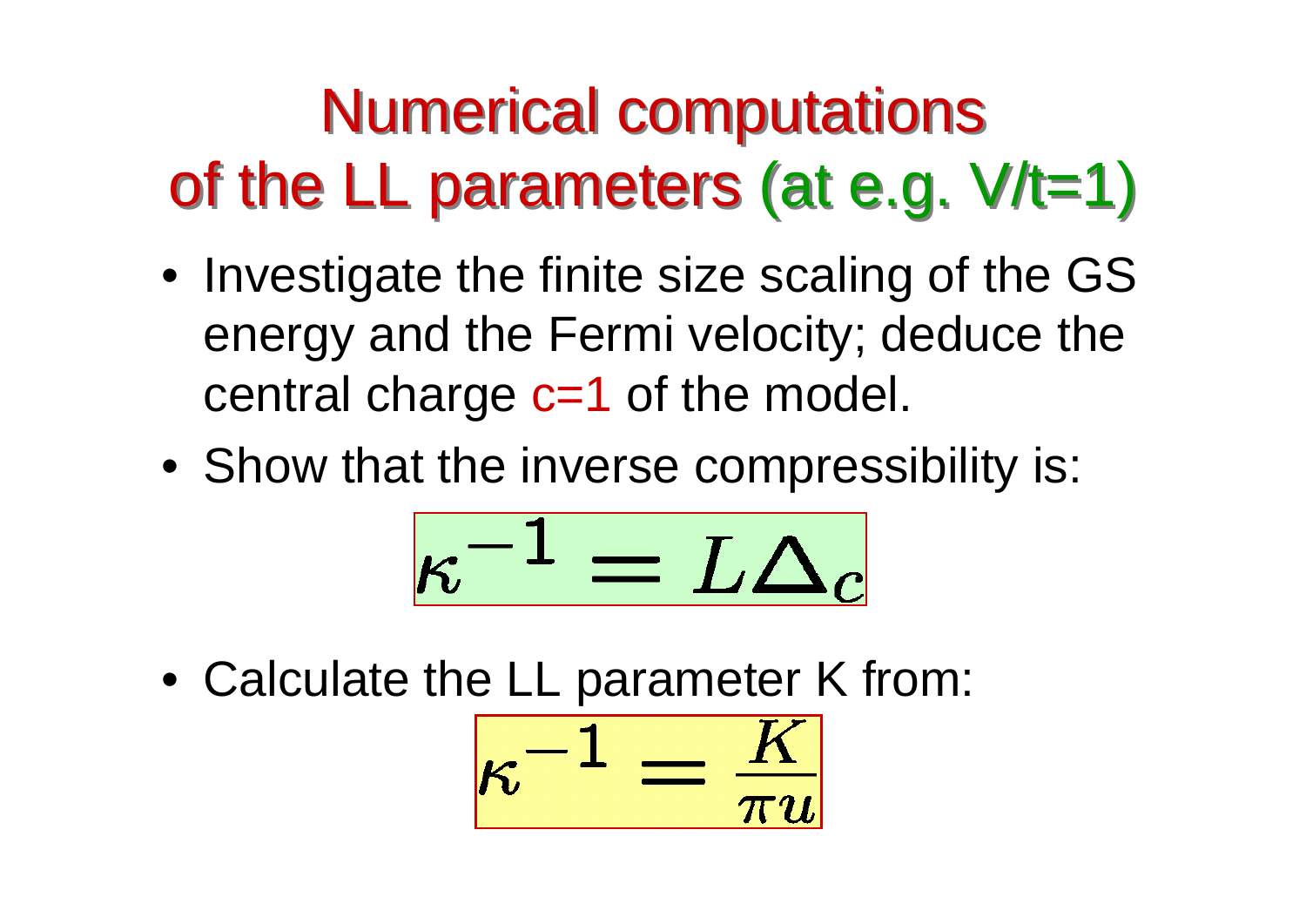# Numerical computations of the LL parameters (at e.g. V/t=1)

- Investigate the finite size scaling of the GS energy and the Fermi velocity; deduce the central charge c=1 of the model.
- Show that the inverse compressibility is:

$$\kappa^{-1} = L\Delta_c$$

- Calculate the LL parameter K from:

$$\kappa^{-1} = \frac{K}{\pi u}$$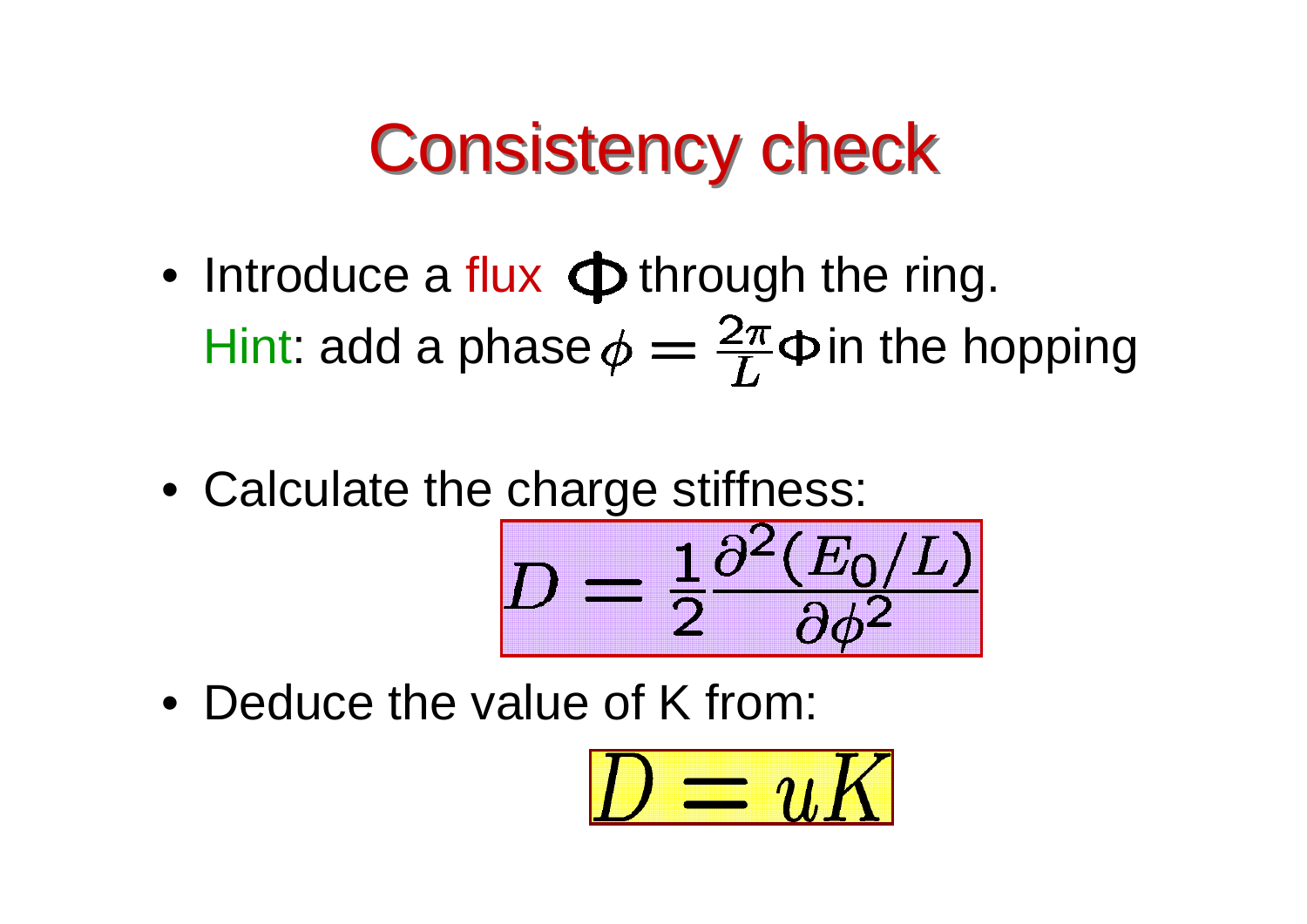# Consistency check

- Introduce a flux $\Phi$ through the ring.
  Hint: add a phase $\phi = \frac{2\pi}{L}\Phi$ in the hopping

- Calculate the charge stiffness:

$$D = \frac{1}{2}\frac{\partial^2 (E_0/L)}{\partial \phi^2}$$

- Deduce the value of K from:

$$D = uK$$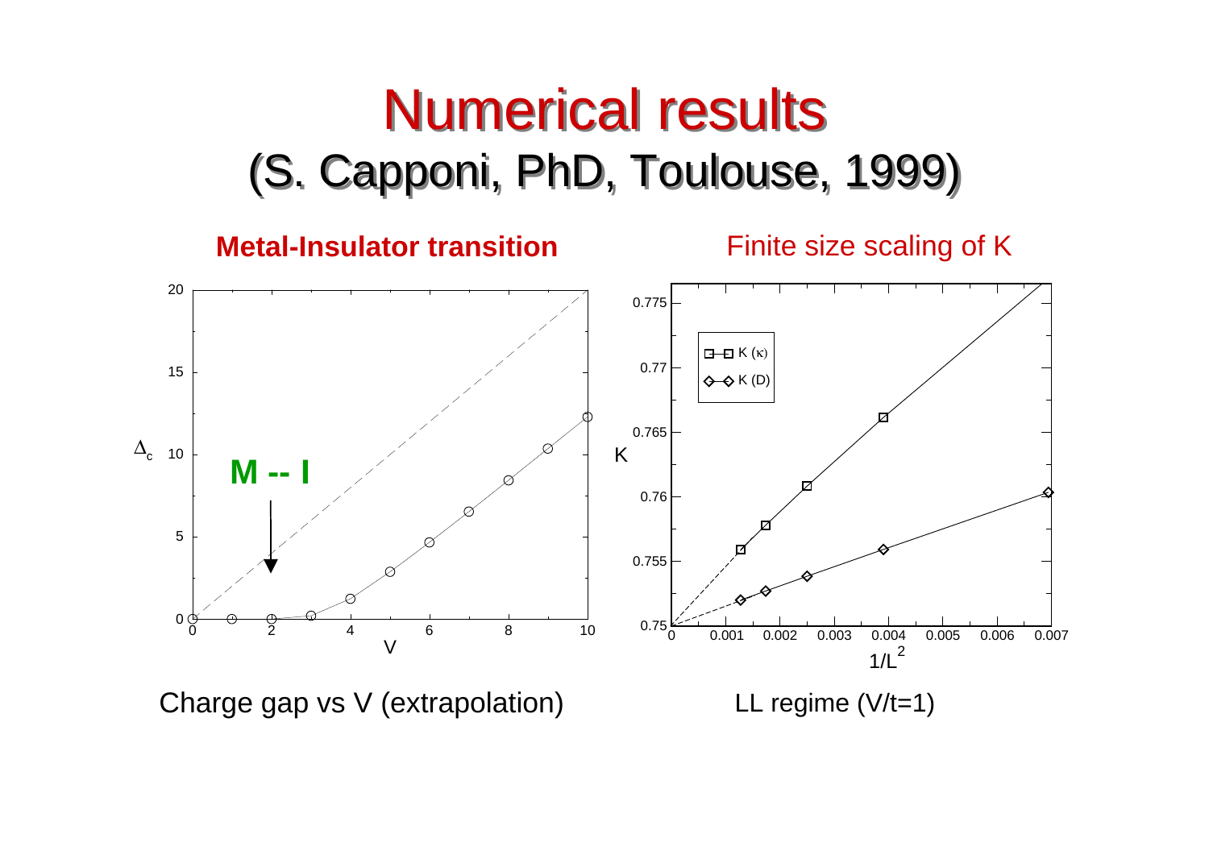# Numerical results

## (S. Capponi, PhD, Toulouse, 1999)

**Metal-Insulator transition**

Finite size scaling of K

Charge gap vs V (extrapolation)

LL regime (V/t=1)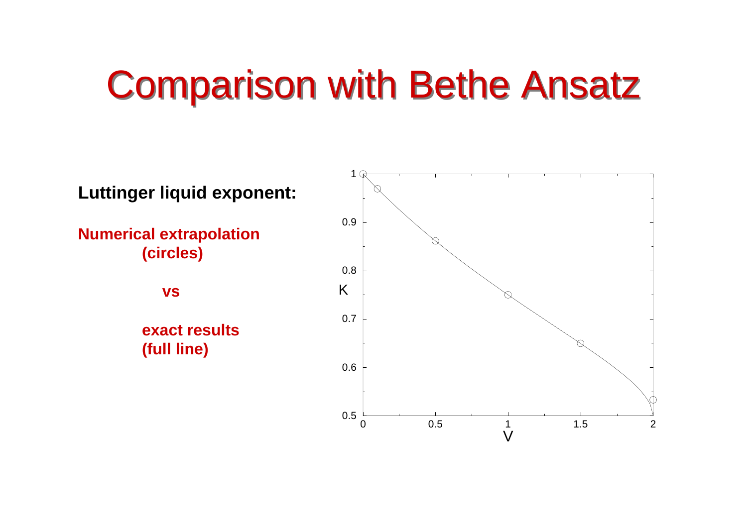# Comparison with Bethe Ansatz

**Luttinger liquid exponent:**

**Numerical extrapolation (circles)**

**vs**

**exact results (full line)**

1
0.9
0.8
K
0.7
0.6
0.5
0
0.5
1
1.5
2
V